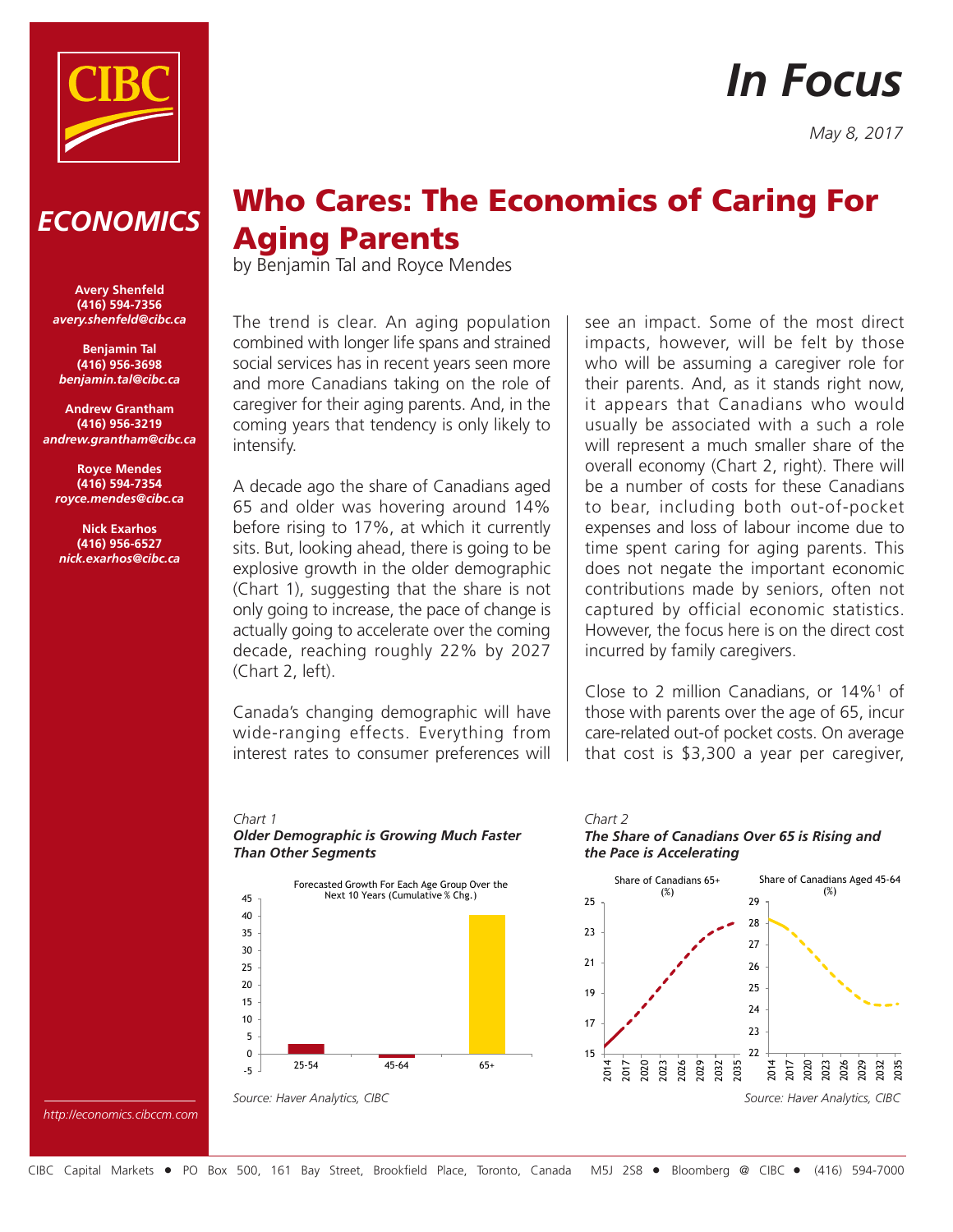# In Focus

*May 8, 2017*

## ECONOMICS

**Avery Shenfeld**
**(416) 594-7356**
***avery.shenfeld@cibc.ca***

**Benjamin Tal**
**(416) 956-3698**
***benjamin.tal@cibc.ca***

**Andrew Grantham**
**(416) 956-3219**
***andrew.grantham@cibc.ca***

**Royce Mendes**
**(416) 594-7354**
***royce.mendes@cibc.ca***

**Nick Exarhos**
**(416) 956-6527**
***nick.exarhos@cibc.ca***

*http://economics.cibccm.com*

# Who Cares: The Economics of Caring For Aging Parents

by Benjamin Tal and Royce Mendes

The trend is clear. An aging population combined with longer life spans and strained social services has in recent years seen more and more Canadians taking on the role of caregiver for their aging parents. And, in the coming years that tendency is only likely to intensify.

A decade ago the share of Canadians aged 65 and older was hovering around 14% before rising to 17%, at which it currently sits. But, looking ahead, there is going to be explosive growth in the older demographic (Chart 1), suggesting that the share is not only going to increase, the pace of change is actually going to accelerate over the coming decade, reaching roughly 22% by 2027 (Chart 2, left).

Canada's changing demographic will have wide-ranging effects. Everything from interest rates to consumer preferences will see an impact. Some of the most direct impacts, however, will be felt by those who will be assuming a caregiver role for their parents. And, as it stands right now, it appears that Canadians who would usually be associated with a such a role will represent a much smaller share of the overall economy (Chart 2, right). There will be a number of costs for these Canadians to bear, including both out-of-pocket expenses and loss of labour income due to time spent caring for aging parents. This does not negate the important economic contributions made by seniors, often not captured by official economic statistics. However, the focus here is on the direct cost incurred by family caregivers.

Close to 2 million Canadians, or 14%[1] of those with parents over the age of 65, incur care-related out-of pocket costs. On average that cost is $3,300 a year per caregiver,

*Chart 1*
***Older Demographic is Growing Much Faster Than Other Segments***

Forecasted Growth For Each Age Group Over the Next 10 Years (Cumulative % Chg.)

*Source: Haver Analytics, CIBC*

*Chart 2*
***The Share of Canadians Over 65 is Rising and the Pace is Accelerating***

Share of Canadians 65+ (%) | Share of Canadians Aged 45-64 (%)

*Source: Haver Analytics, CIBC*

CIBC Capital Markets • PO Box 500, 161 Bay Street, Brookfield Place, Toronto, Canada M5J 2S8 • Bloomberg @ CIBC • (416) 594-7000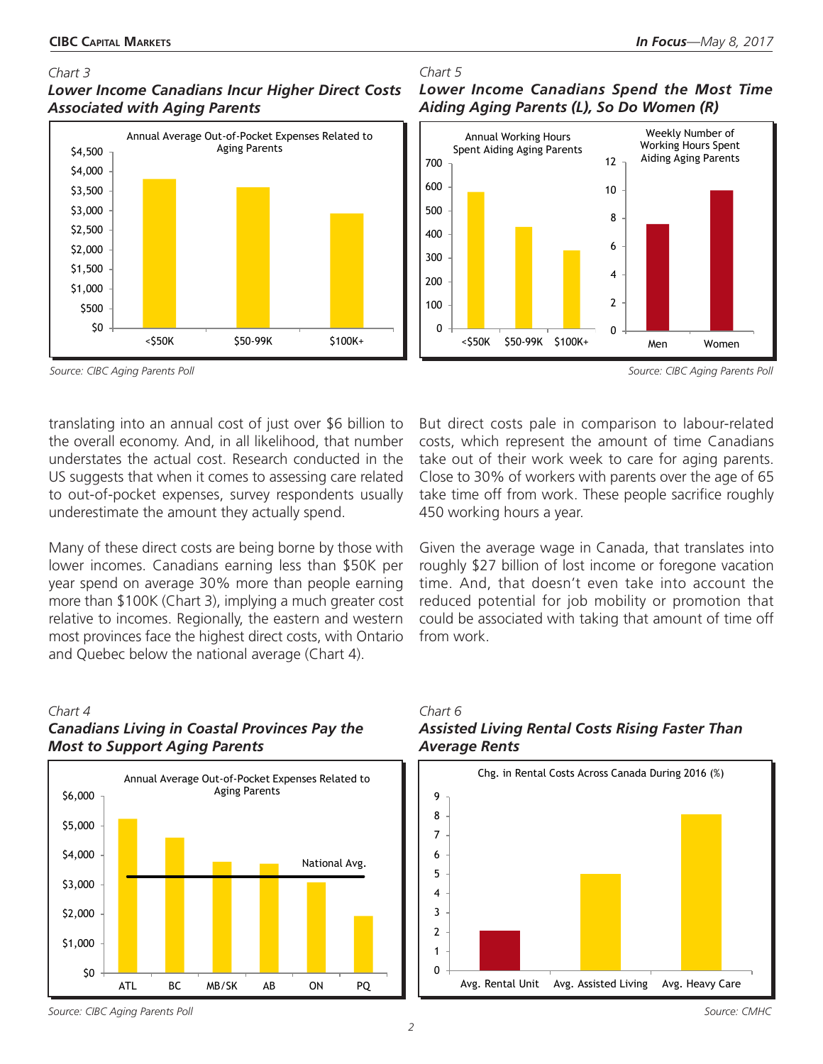*Chart 3*

***Lower Income Canadians Incur Higher Direct Costs Associated with Aging Parents***

*Source: CIBC Aging Parents Poll*

*Chart 5*

***Lower Income Canadians Spend the Most Time Aiding Aging Parents (L), So Do Women (R)***

*Source: CIBC Aging Parents Poll*

translating into an annual cost of just over $6 billion to the overall economy. And, in all likelihood, that number understates the actual cost. Research conducted in the US suggests that when it comes to assessing care related to out-of-pocket expenses, survey respondents usually underestimate the amount they actually spend.

Many of these direct costs are being borne by those with lower incomes. Canadians earning less than $50K per year spend on average 30% more than people earning more than $100K (Chart 3), implying a much greater cost relative to incomes. Regionally, the eastern and western most provinces face the highest direct costs, with Ontario and Quebec below the national average (Chart 4).

But direct costs pale in comparison to labour-related costs, which represent the amount of time Canadians take out of their work week to care for aging parents. Close to 30% of workers with parents over the age of 65 take time off from work. These people sacrifice roughly 450 working hours a year.

Given the average wage in Canada, that translates into roughly $27 billion of lost income or foregone vacation time. And, that doesn't even take into account the reduced potential for job mobility or promotion that could be associated with taking that amount of time off from work.

*Chart 4*

***Canadians Living in Coastal Provinces Pay the Most to Support Aging Parents***

*Source: CIBC Aging Parents Poll*

*Chart 6*

***Assisted Living Rental Costs Rising Faster Than Average Rents***

*Source: CMHC*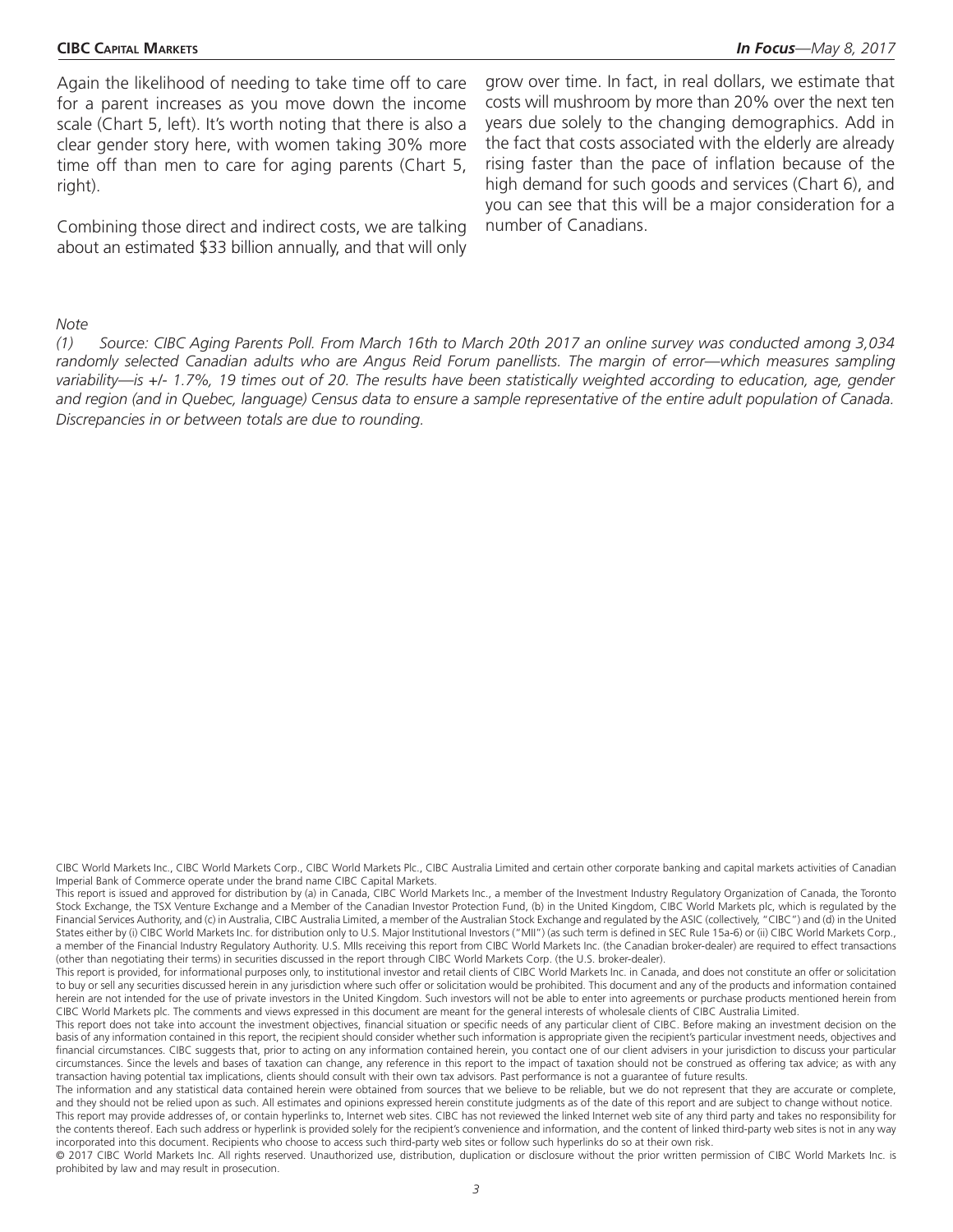Again the likelihood of needing to take time off to care for a parent increases as you move down the income scale (Chart 5, left). It's worth noting that there is also a clear gender story here, with women taking 30% more time off than men to care for aging parents (Chart 5, right).

Combining those direct and indirect costs, we are talking about an estimated $33 billion annually, and that will only grow over time. In fact, in real dollars, we estimate that costs will mushroom by more than 20% over the next ten years due solely to the changing demographics. Add in the fact that costs associated with the elderly are already rising faster than the pace of inflation because of the high demand for such goods and services (Chart 6), and you can see that this will be a major consideration for a number of Canadians.

*Note*

*(1) Source: CIBC Aging Parents Poll. From March 16th to March 20th 2017 an online survey was conducted among 3,034 randomly selected Canadian adults who are Angus Reid Forum panellists. The margin of error—which measures sampling variability—is +/- 1.7%, 19 times out of 20. The results have been statistically weighted according to education, age, gender and region (and in Quebec, language) Census data to ensure a sample representative of the entire adult population of Canada. Discrepancies in or between totals are due to rounding.*

CIBC World Markets Inc., CIBC World Markets Corp., CIBC World Markets Plc., CIBC Australia Limited and certain other corporate banking and capital markets activities of Canadian Imperial Bank of Commerce operate under the brand name CIBC Capital Markets.

This report is issued and approved for distribution by (a) in Canada, CIBC World Markets Inc., a member of the Investment Industry Regulatory Organization of Canada, the Toronto Stock Exchange, the TSX Venture Exchange and a Member of the Canadian Investor Protection Fund, (b) in the United Kingdom, CIBC World Markets plc, which is regulated by the Financial Services Authority, and (c) in Australia, CIBC Australia Limited, a member of the Australian Stock Exchange and regulated by the ASIC (collectively, "CIBC") and (d) in the United States either by (i) CIBC World Markets Inc. for distribution only to U.S. Major Institutional Investors ("MII") (as such term is defined in SEC Rule 15a-6) or (ii) CIBC World Markets Corp., a member of the Financial Industry Regulatory Authority. U.S. MIIs receiving this report from CIBC World Markets Inc. (the Canadian broker-dealer) are required to effect transactions (other than negotiating their terms) in securities discussed in the report through CIBC World Markets Corp. (the U.S. broker-dealer).

This report is provided, for informational purposes only, to institutional investor and retail clients of CIBC World Markets Inc. in Canada, and does not constitute an offer or solicitation to buy or sell any securities discussed herein in any jurisdiction where such offer or solicitation would be prohibited. This document and any of the products and information contained herein are not intended for the use of private investors in the United Kingdom. Such investors will not be able to enter into agreements or purchase products mentioned herein from CIBC World Markets plc. The comments and views expressed in this document are meant for the general interests of wholesale clients of CIBC Australia Limited.

This report does not take into account the investment objectives, financial situation or specific needs of any particular client of CIBC. Before making an investment decision on the basis of any information contained in this report, the recipient should consider whether such information is appropriate given the recipient's particular investment needs, objectives and financial circumstances. CIBC suggests that, prior to acting on any information contained herein, you contact one of our client advisers in your jurisdiction to discuss your particular circumstances. Since the levels and bases of taxation can change, any reference in this report to the impact of taxation should not be construed as offering tax advice; as with any transaction having potential tax implications, clients should consult with their own tax advisors. Past performance is not a guarantee of future results.

The information and any statistical data contained herein were obtained from sources that we believe to be reliable, but we do not represent that they are accurate or complete, and they should not be relied upon as such. All estimates and opinions expressed herein constitute judgments as of the date of this report and are subject to change without notice.

This report may provide addresses of, or contain hyperlinks to, Internet web sites. CIBC has not reviewed the linked Internet web site of any third party and takes no responsibility for the contents thereof. Each such address or hyperlink is provided solely for the recipient's convenience and information, and the content of linked third-party web sites is not in any way incorporated into this document. Recipients who choose to access such third-party web sites or follow such hyperlinks do so at their own risk.

© 2017 CIBC World Markets Inc. All rights reserved. Unauthorized use, distribution, duplication or disclosure without the prior written permission of CIBC World Markets Inc. is prohibited by law and may result in prosecution.